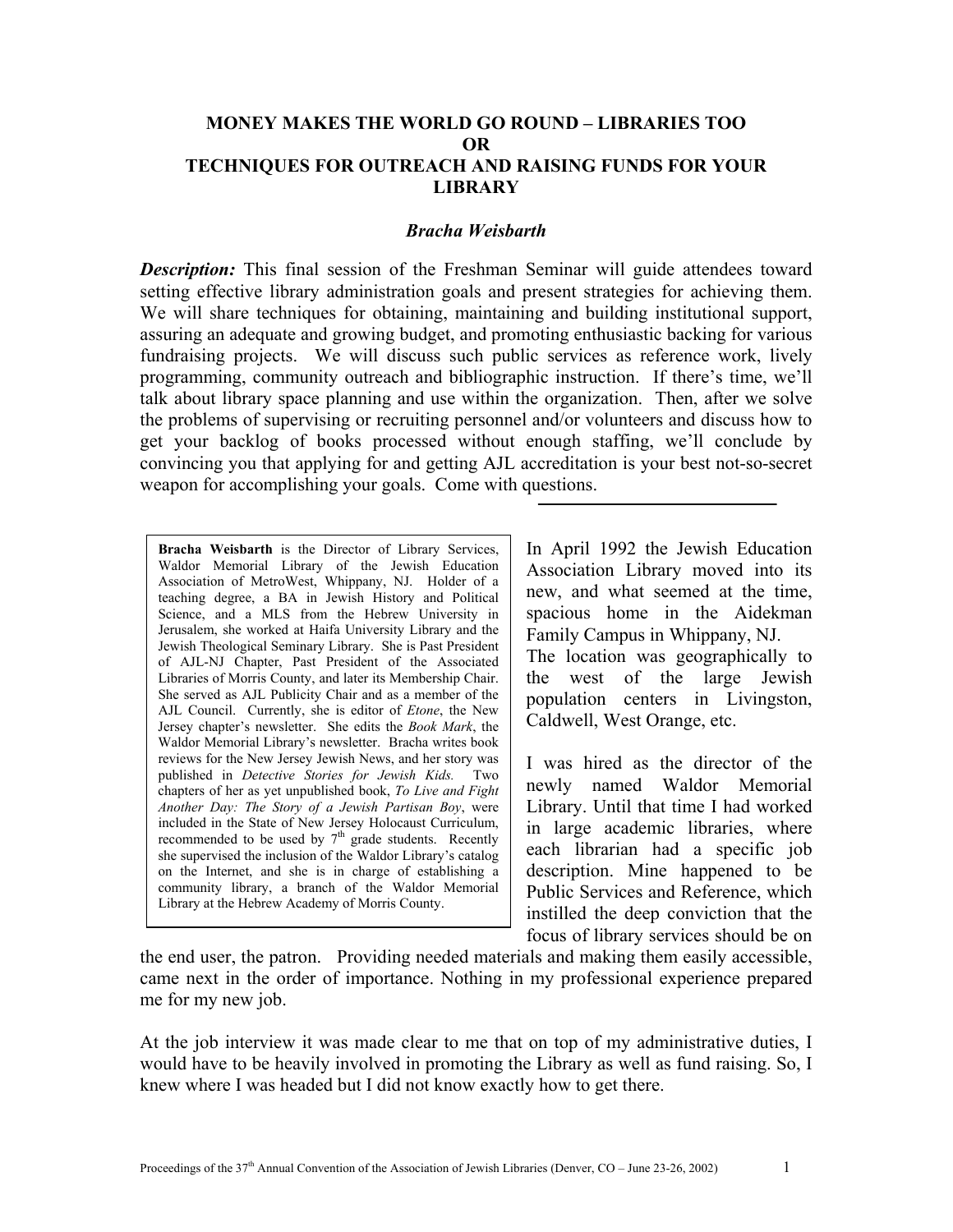# MONEY MAKES THE WORLD GO ROUND – LIBRARIES TOO
# OR
# TECHNIQUES FOR OUTREACH AND RAISING FUNDS FOR YOUR LIBRARY

***Bracha Weisbarth***

***Description:*** This final session of the Freshman Seminar will guide attendees toward setting effective library administration goals and present strategies for achieving them. We will share techniques for obtaining, maintaining and building institutional support, assuring an adequate and growing budget, and promoting enthusiastic backing for various fundraising projects. We will discuss such public services as reference work, lively programming, community outreach and bibliographic instruction. If there's time, we'll talk about library space planning and use within the organization. Then, after we solve the problems of supervising or recruiting personnel and/or volunteers and discuss how to get your backlog of books processed without enough staffing, we'll conclude by convincing you that applying for and getting AJL accreditation is your best not-so-secret weapon for accomplishing your goals. Come with questions.

---

**Bracha Weisbarth** is the Director of Library Services, Waldor Memorial Library of the Jewish Education Association of MetroWest, Whippany, NJ. Holder of a teaching degree, a BA in Jewish History and Political Science, and a MLS from the Hebrew University in Jerusalem, she worked at Haifa University Library and the Jewish Theological Seminary Library. She is Past President of AJL-NJ Chapter, Past President of the Associated Libraries of Morris County, and later its Membership Chair. She served as AJL Publicity Chair and as a member of the AJL Council. Currently, she is editor of *Etone*, the New Jersey chapter's newsletter. She edits the *Book Mark*, the Waldor Memorial Library's newsletter. Bracha writes book reviews for the New Jersey Jewish News, and her story was published in *Detective Stories for Jewish Kids.* Two chapters of her as yet unpublished book, *To Live and Fight Another Day: The Story of a Jewish Partisan Boy*, were included in the State of New Jersey Holocaust Curriculum, recommended to be used by 7th grade students. Recently she supervised the inclusion of the Waldor Library's catalog on the Internet, and she is in charge of establishing a community library, a branch of the Waldor Memorial Library at the Hebrew Academy of Morris County.

In April 1992 the Jewish Education Association Library moved into its new, and what seemed at the time, spacious home in the Aidekman Family Campus in Whippany, NJ. The location was geographically to the west of the large Jewish population centers in Livingston, Caldwell, West Orange, etc.

I was hired as the director of the newly named Waldor Memorial Library. Until that time I had worked in large academic libraries, where each librarian had a specific job description. Mine happened to be Public Services and Reference, which instilled the deep conviction that the focus of library services should be on the end user, the patron. Providing needed materials and making them easily accessible, came next in the order of importance. Nothing in my professional experience prepared me for my new job.

At the job interview it was made clear to me that on top of my administrative duties, I would have to be heavily involved in promoting the Library as well as fund raising. So, I knew where I was headed but I did not know exactly how to get there.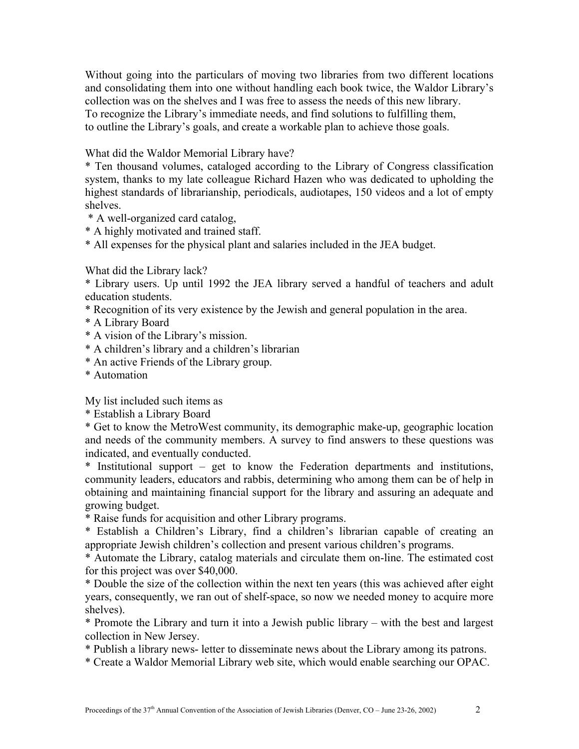Without going into the particulars of moving two libraries from two different locations and consolidating them into one without handling each book twice, the Waldor Library's collection was on the shelves and I was free to assess the needs of this new library.
To recognize the Library's immediate needs, and find solutions to fulfilling them,
to outline the Library's goals, and create a workable plan to achieve those goals.

What did the Waldor Memorial Library have?

* Ten thousand volumes, cataloged according to the Library of Congress classification system, thanks to my late colleague Richard Hazen who was dedicated to upholding the highest standards of librarianship, periodicals, audiotapes, 150 videos and a lot of empty shelves.
* A well-organized card catalog,
* A highly motivated and trained staff.
* All expenses for the physical plant and salaries included in the JEA budget.

What did the Library lack?

* Library users. Up until 1992 the JEA library served a handful of teachers and adult education students.
* Recognition of its very existence by the Jewish and general population in the area.
* A Library Board
* A vision of the Library's mission.
* A children's library and a children's librarian
* An active Friends of the Library group.
* Automation

My list included such items as

* Establish a Library Board
* Get to know the MetroWest community, its demographic make-up, geographic location and needs of the community members. A survey to find answers to these questions was indicated, and eventually conducted.
* Institutional support – get to know the Federation departments and institutions, community leaders, educators and rabbis, determining who among them can be of help in obtaining and maintaining financial support for the library and assuring an adequate and growing budget.
* Raise funds for acquisition and other Library programs.
* Establish a Children's Library, find a children's librarian capable of creating an appropriate Jewish children's collection and present various children's programs.
* Automate the Library, catalog materials and circulate them on-line. The estimated cost for this project was over $40,000.
* Double the size of the collection within the next ten years (this was achieved after eight years, consequently, we ran out of shelf-space, so now we needed money to acquire more shelves).
* Promote the Library and turn it into a Jewish public library – with the best and largest collection in New Jersey.
* Publish a library news- letter to disseminate news about the Library among its patrons.
* Create a Waldor Memorial Library web site, which would enable searching our OPAC.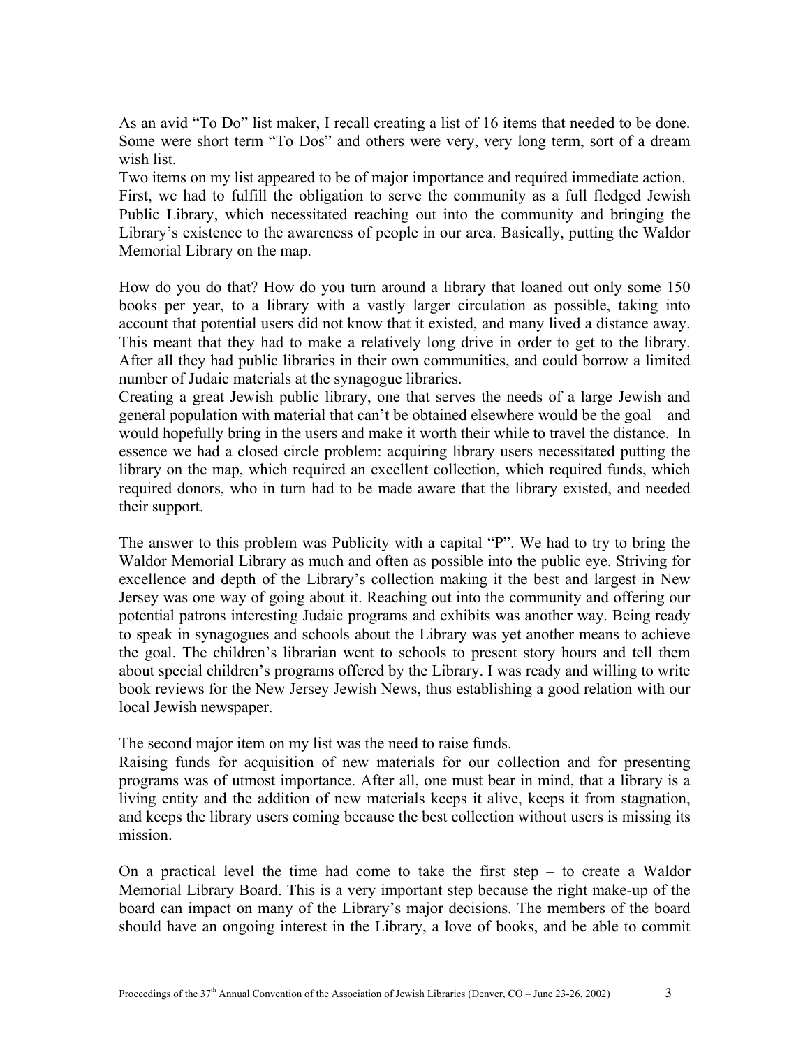As an avid "To Do" list maker, I recall creating a list of 16 items that needed to be done. Some were short term "To Dos" and others were very, very long term, sort of a dream wish list.

Two items on my list appeared to be of major importance and required immediate action. First, we had to fulfill the obligation to serve the community as a full fledged Jewish Public Library, which necessitated reaching out into the community and bringing the Library's existence to the awareness of people in our area. Basically, putting the Waldor Memorial Library on the map.

How do you do that? How do you turn around a library that loaned out only some 150 books per year, to a library with a vastly larger circulation as possible, taking into account that potential users did not know that it existed, and many lived a distance away. This meant that they had to make a relatively long drive in order to get to the library. After all they had public libraries in their own communities, and could borrow a limited number of Judaic materials at the synagogue libraries.

Creating a great Jewish public library, one that serves the needs of a large Jewish and general population with material that can't be obtained elsewhere would be the goal – and would hopefully bring in the users and make it worth their while to travel the distance. In essence we had a closed circle problem: acquiring library users necessitated putting the library on the map, which required an excellent collection, which required funds, which required donors, who in turn had to be made aware that the library existed, and needed their support.

The answer to this problem was Publicity with a capital "P". We had to try to bring the Waldor Memorial Library as much and often as possible into the public eye. Striving for excellence and depth of the Library's collection making it the best and largest in New Jersey was one way of going about it. Reaching out into the community and offering our potential patrons interesting Judaic programs and exhibits was another way. Being ready to speak in synagogues and schools about the Library was yet another means to achieve the goal. The children's librarian went to schools to present story hours and tell them about special children's programs offered by the Library. I was ready and willing to write book reviews for the New Jersey Jewish News, thus establishing a good relation with our local Jewish newspaper.

The second major item on my list was the need to raise funds.

Raising funds for acquisition of new materials for our collection and for presenting programs was of utmost importance. After all, one must bear in mind, that a library is a living entity and the addition of new materials keeps it alive, keeps it from stagnation, and keeps the library users coming because the best collection without users is missing its mission.

On a practical level the time had come to take the first step – to create a Waldor Memorial Library Board. This is a very important step because the right make-up of the board can impact on many of the Library's major decisions. The members of the board should have an ongoing interest in the Library, a love of books, and be able to commit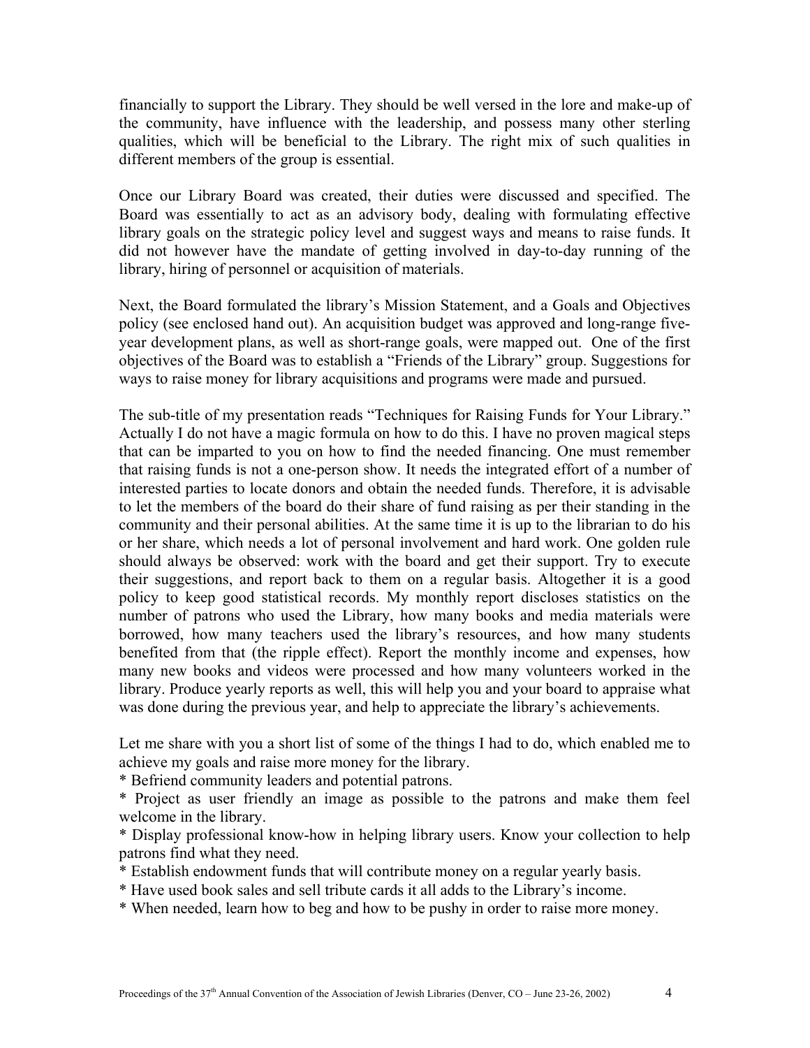financially to support the Library. They should be well versed in the lore and make-up of the community, have influence with the leadership, and possess many other sterling qualities, which will be beneficial to the Library. The right mix of such qualities in different members of the group is essential.

Once our Library Board was created, their duties were discussed and specified. The Board was essentially to act as an advisory body, dealing with formulating effective library goals on the strategic policy level and suggest ways and means to raise funds. It did not however have the mandate of getting involved in day-to-day running of the library, hiring of personnel or acquisition of materials.

Next, the Board formulated the library's Mission Statement, and a Goals and Objectives policy (see enclosed hand out). An acquisition budget was approved and long-range five-year development plans, as well as short-range goals, were mapped out. One of the first objectives of the Board was to establish a "Friends of the Library" group. Suggestions for ways to raise money for library acquisitions and programs were made and pursued.

The sub-title of my presentation reads "Techniques for Raising Funds for Your Library." Actually I do not have a magic formula on how to do this. I have no proven magical steps that can be imparted to you on how to find the needed financing. One must remember that raising funds is not a one-person show. It needs the integrated effort of a number of interested parties to locate donors and obtain the needed funds. Therefore, it is advisable to let the members of the board do their share of fund raising as per their standing in the community and their personal abilities. At the same time it is up to the librarian to do his or her share, which needs a lot of personal involvement and hard work. One golden rule should always be observed: work with the board and get their support. Try to execute their suggestions, and report back to them on a regular basis. Altogether it is a good policy to keep good statistical records. My monthly report discloses statistics on the number of patrons who used the Library, how many books and media materials were borrowed, how many teachers used the library's resources, and how many students benefited from that (the ripple effect). Report the monthly income and expenses, how many new books and videos were processed and how many volunteers worked in the library. Produce yearly reports as well, this will help you and your board to appraise what was done during the previous year, and help to appreciate the library's achievements.

Let me share with you a short list of some of the things I had to do, which enabled me to achieve my goals and raise more money for the library.

* Befriend community leaders and potential patrons.
* Project as user friendly an image as possible to the patrons and make them feel welcome in the library.
* Display professional know-how in helping library users. Know your collection to help patrons find what they need.
* Establish endowment funds that will contribute money on a regular yearly basis.
* Have used book sales and sell tribute cards it all adds to the Library's income.
* When needed, learn how to beg and how to be pushy in order to raise more money.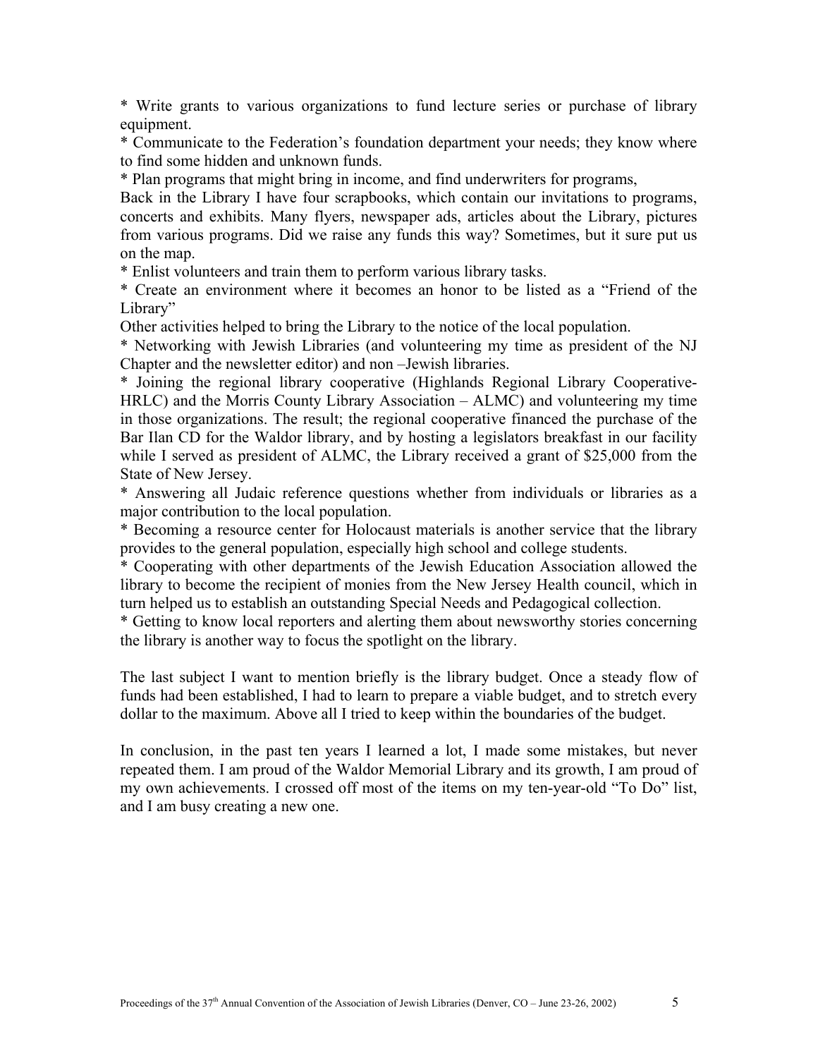* Write grants to various organizations to fund lecture series or purchase of library equipment.
* Communicate to the Federation's foundation department your needs; they know where to find some hidden and unknown funds.
* Plan programs that might bring in income, and find underwriters for programs,

Back in the Library I have four scrapbooks, which contain our invitations to programs, concerts and exhibits. Many flyers, newspaper ads, articles about the Library, pictures from various programs. Did we raise any funds this way? Sometimes, but it sure put us on the map.

* Enlist volunteers and train them to perform various library tasks.
* Create an environment where it becomes an honor to be listed as a "Friend of the Library"

Other activities helped to bring the Library to the notice of the local population.

* Networking with Jewish Libraries (and volunteering my time as president of the NJ Chapter and the newsletter editor) and non –Jewish libraries.
* Joining the regional library cooperative (Highlands Regional Library Cooperative-HRLC) and the Morris County Library Association – ALMC) and volunteering my time in those organizations. The result; the regional cooperative financed the purchase of the Bar Ilan CD for the Waldor library, and by hosting a legislators breakfast in our facility while I served as president of ALMC, the Library received a grant of $25,000 from the State of New Jersey.
* Answering all Judaic reference questions whether from individuals or libraries as a major contribution to the local population.
* Becoming a resource center for Holocaust materials is another service that the library provides to the general population, especially high school and college students.
* Cooperating with other departments of the Jewish Education Association allowed the library to become the recipient of monies from the New Jersey Health council, which in turn helped us to establish an outstanding Special Needs and Pedagogical collection.
* Getting to know local reporters and alerting them about newsworthy stories concerning the library is another way to focus the spotlight on the library.

The last subject I want to mention briefly is the library budget. Once a steady flow of funds had been established, I had to learn to prepare a viable budget, and to stretch every dollar to the maximum. Above all I tried to keep within the boundaries of the budget.

In conclusion, in the past ten years I learned a lot, I made some mistakes, but never repeated them. I am proud of the Waldor Memorial Library and its growth, I am proud of my own achievements. I crossed off most of the items on my ten-year-old "To Do" list, and I am busy creating a new one.